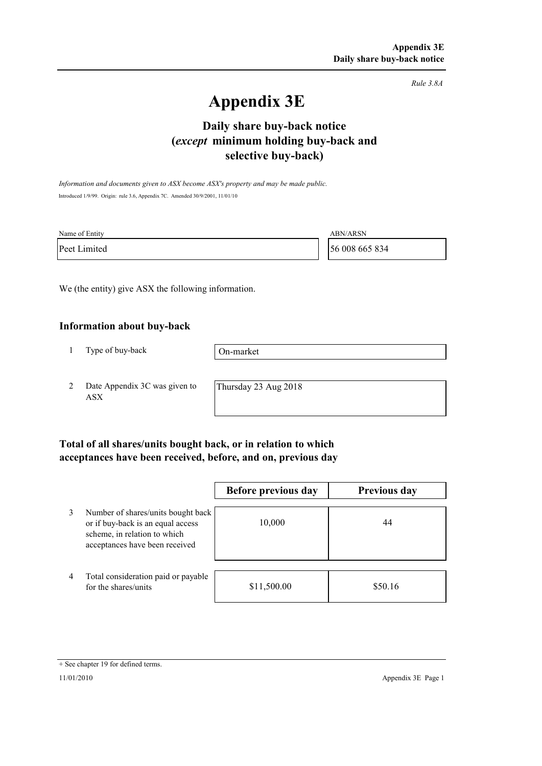*Rule 3.8A*

# Appendix 3E

## Daily share buy-back notice (*except* minimum holding buy-back and selective buy-back)

*Information and documents given to ASX become ASX's property and may be made public.*

Introduced 1/9/99. Origin: rule 3.6, Appendix 7C. Amended 30/9/2001, 11/01/10

| Name of Entity | ABN/ARSN |
|---|---|
| Peet Limited | 56 008 665 834 |

We (the entity) give ASX the following information.

### Information about buy-back

| | | |
|---|---|---|
| 1 | Type of buy-back | On-market |
| 2 | Date Appendix 3C was given to ASX | Thursday 23 Aug 2018 |

### Total of all shares/units bought back, or in relation to which acceptances have been received, before, and on, previous day

| | | Before previous day | Previous day |
|---|---|---|---|
| 3 | Number of shares/units bought back or if buy-back is an equal access scheme, in relation to which acceptances have been received | 10,000 | 44 |
| 4 | Total consideration paid or payable for the shares/units | $11,500.00 | $50.16 |

+ See chapter 19 for defined terms.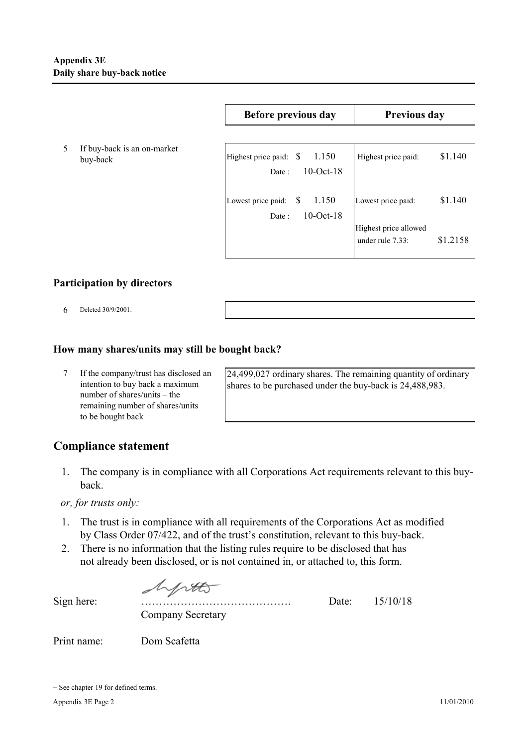**Appendix 3E**
**Daily share buy-back notice**

| | Before previous day | Previous day |
|---|---|---|
| 5 If buy-back is an on-market buy-back | Highest price paid: $ 1.150<br>Date : 10-Oct-18<br><br>Lowest price paid: $ 1.150<br>Date : 10-Oct-18 | Highest price paid: $1.140<br><br>Lowest price paid: $1.140<br><br>Highest price allowed under rule 7.33: $1.2158 |

## Participation by directors

| | |
|---|---|
| 6 Deleted 30/9/2001. | |

## How many shares/units may still be bought back?

| | |
|---|---|
| 7 If the company/trust has disclosed an intention to buy back a maximum number of shares/units – the remaining number of shares/units to be bought back | 24,499,027 ordinary shares. The remaining quantity of ordinary shares to be purchased under the buy-back is 24,488,983. |

## Compliance statement

1. The company is in compliance with all Corporations Act requirements relevant to this buy-back.

*or, for trusts only:*

1. The trust is in compliance with all requirements of the Corporations Act as modified by Class Order 07/422, and of the trust's constitution, relevant to this buy-back.
2. There is no information that the listing rules require to be disclosed that has not already been disclosed, or is not contained in, or attached to, this form.

Sign here: ……………………………………    Date: 15/10/18
Company Secretary

Print name: Dom Scafetta

+ See chapter 19 for defined terms.